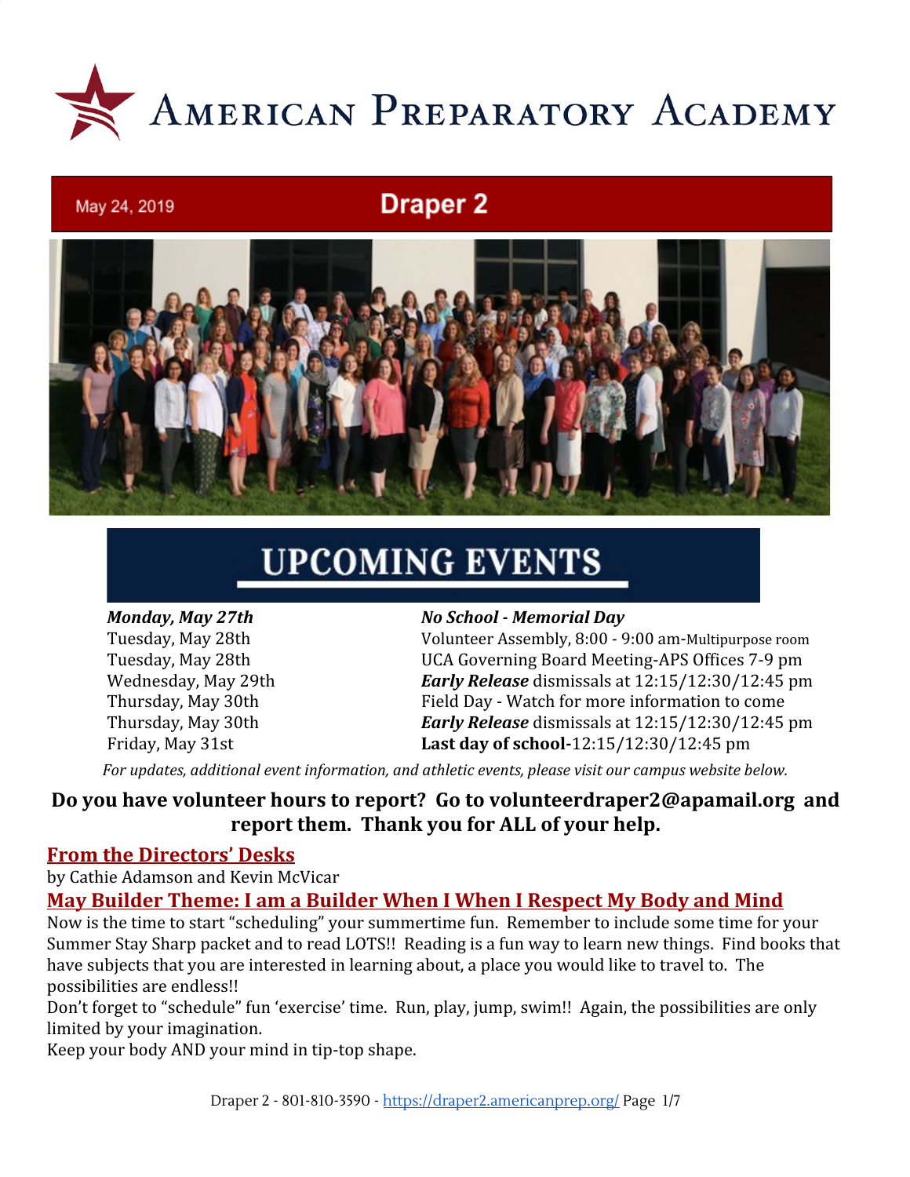# American Preparatory Academy

May 24, 2019

## Draper 2

## UPCOMING EVENTS

| | |
|---|---|
| ***Monday, May 27th*** | ***No School - Memorial Day*** |
| Tuesday, May 28th | Volunteer Assembly, 8:00 - 9:00 am-Multipurpose room |
| Tuesday, May 28th | UCA Governing Board Meeting-APS Offices 7-9 pm |
| Wednesday, May 29th | ***Early Release*** dismissals at 12:15/12:30/12:45 pm |
| Thursday, May 30th | Field Day - Watch for more information to come |
| Thursday, May 30th | ***Early Release*** dismissals at 12:15/12:30/12:45 pm |
| Friday, May 31st | **Last day of school-**12:15/12:30/12:45 pm |

*For updates, additional event information, and athletic events, please visit our campus website below.*

**Do you have volunteer hours to report? Go to volunteerdraper2@apamail.org and report them. Thank you for ALL of your help.**

### From the Directors' Desks

by Cathie Adamson and Kevin McVicar

### May Builder Theme: I am a Builder When I When I Respect My Body and Mind

Now is the time to start "scheduling" your summertime fun. Remember to include some time for your Summer Stay Sharp packet and to read LOTS!! Reading is a fun way to learn new things. Find books that have subjects that you are interested in learning about, a place you would like to travel to. The possibilities are endless!!

Don't forget to "schedule" fun 'exercise' time. Run, play, jump, swim!! Again, the possibilities are only limited by your imagination.

Keep your body AND your mind in tip-top shape.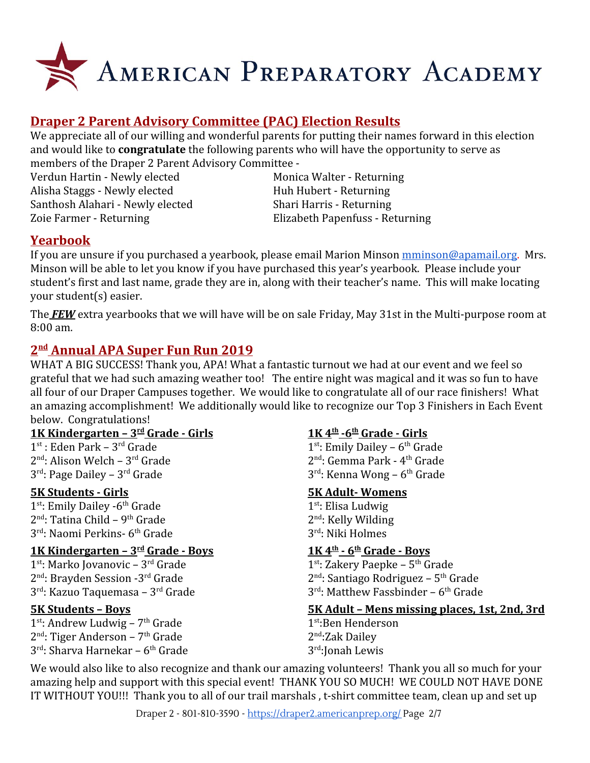# American Preparatory Academy

## Draper 2 Parent Advisory Committee (PAC) Election Results

We appreciate all of our willing and wonderful parents for putting their names forward in this election and would like to **congratulate** the following parents who will have the opportunity to serve as members of the Draper 2 Parent Advisory Committee -

Verdun Hartin - Newly elected
Alisha Staggs - Newly elected
Santhosh Alahari - Newly elected
Zoie Farmer - Returning
Monica Walter - Returning
Huh Hubert - Returning
Shari Harris - Returning
Elizabeth Papenfuss - Returning

## Yearbook

If you are unsure if you purchased a yearbook, please email Marion Minson mminson@apamail.org. Mrs. Minson will be able to let you know if you have purchased this year's yearbook. Please include your student's first and last name, grade they are in, along with their teacher's name. This will make locating your student(s) easier.

The ***FEW*** extra yearbooks that we will have will be on sale Friday, May 31st in the Multi-purpose room at 8:00 am.

## 2nd Annual APA Super Fun Run 2019

WHAT A BIG SUCCESS! Thank you, APA! What a fantastic turnout we had at our event and we feel so grateful that we had such amazing weather too! The entire night was magical and it was so fun to have all four of our Draper Campuses together. We would like to congratulate all of our race finishers! What an amazing accomplishment! We additionally would like to recognize our Top 3 Finishers in Each Event below. Congratulations!

**1K Kindergarten – 3rd Grade - Girls**

1st : Eden Park – 3rd Grade
2nd: Alison Welch – 3rd Grade
3rd: Page Dailey – 3rd Grade

**5K Students - Girls**

1st: Emily Dailey -6th Grade
2nd: Tatina Child – 9th Grade
3rd: Naomi Perkins- 6th Grade

**1K Kindergarten – 3rd Grade - Boys**

1st: Marko Jovanovic – 3rd Grade
2nd: Brayden Session -3rd Grade
3rd: Kazuo Taquemasa – 3rd Grade

**5K Students – Boys**

1st: Andrew Ludwig – 7th Grade
2nd: Tiger Anderson – 7th Grade
3rd: Sharva Harnekar – 6th Grade

**1K 4th -6th Grade - Girls**

1st: Emily Dailey – 6th Grade
2nd: Gemma Park - 4th Grade
3rd: Kenna Wong – 6th Grade

**5K Adult- Womens**

1st: Elisa Ludwig
2nd: Kelly Wilding
3rd: Niki Holmes

**1K 4th - 6th Grade - Boys**

1st: Zakery Paepke – 5th Grade
2nd: Santiago Rodriguez – 5th Grade
3rd: Matthew Fassbinder – 6th Grade

**5K Adult – Mens missing places, 1st, 2nd, 3rd**

1st:Ben Henderson
2nd:Zak Dailey
3rd:Jonah Lewis

We would also like to also recognize and thank our amazing volunteers! Thank you all so much for your amazing help and support with this special event! THANK YOU SO MUCH! WE COULD NOT HAVE DONE IT WITHOUT YOU!!! Thank you to all of our trail marshals , t-shirt committee team, clean up and set up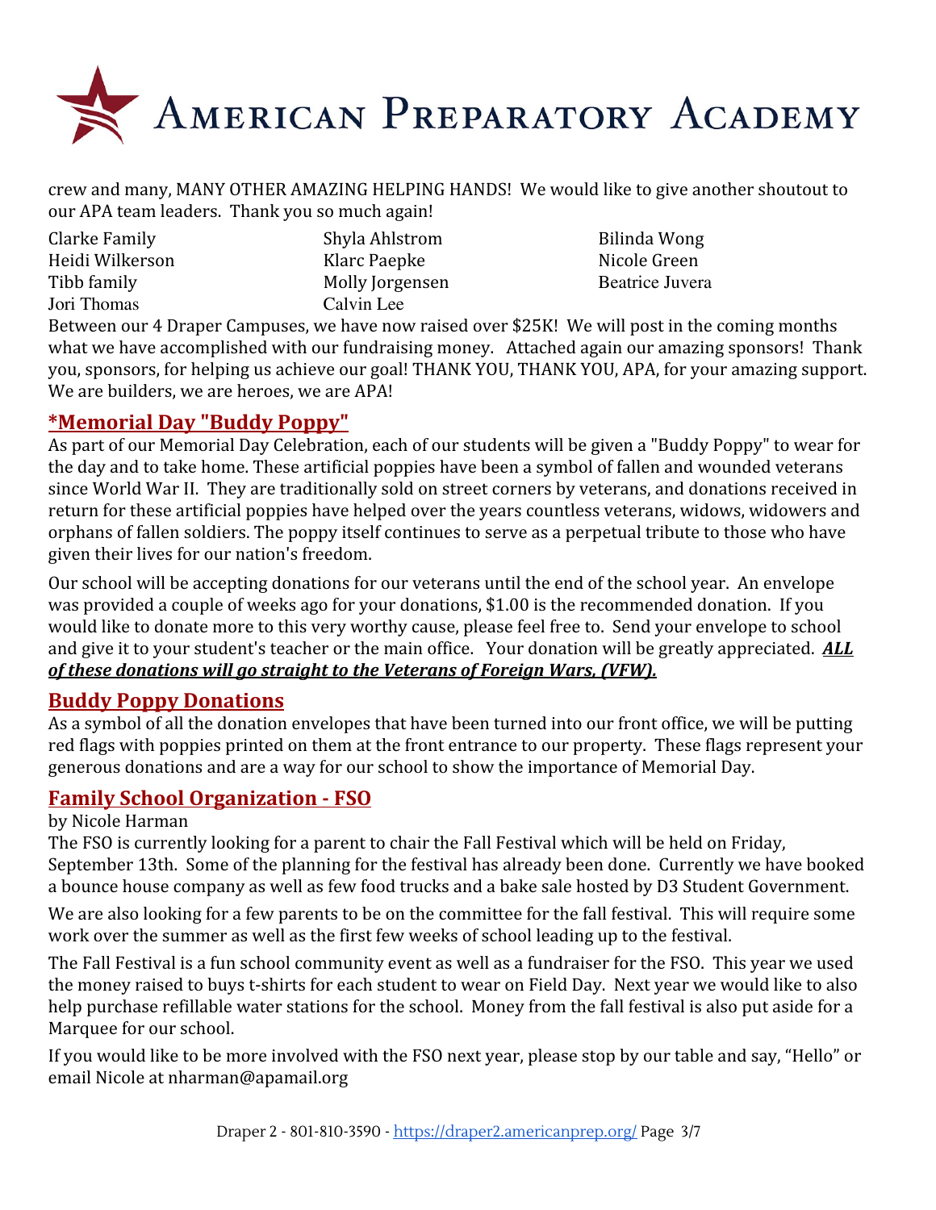crew and many, MANY OTHER AMAZING HELPING HANDS! We would like to give another shoutout to our APA team leaders. Thank you so much again!

| | | |
|---|---|---|
| Clarke Family | Shyla Ahlstrom | Bilinda Wong |
| Heidi Wilkerson | Klarc Paepke | Nicole Green |
| Tibb family | Molly Jorgensen | Beatrice Juvera |
| Jori Thomas | Calvin Lee | |

Between our 4 Draper Campuses, we have now raised over $25K! We will post in the coming months what we have accomplished with our fundraising money. Attached again our amazing sponsors! Thank you, sponsors, for helping us achieve our goal! THANK YOU, THANK YOU, APA, for your amazing support. We are builders, we are heroes, we are APA!

## *Memorial Day "Buddy Poppy"

As part of our Memorial Day Celebration, each of our students will be given a "Buddy Poppy" to wear for the day and to take home. These artificial poppies have been a symbol of fallen and wounded veterans since World War II. They are traditionally sold on street corners by veterans, and donations received in return for these artificial poppies have helped over the years countless veterans, widows, widowers and orphans of fallen soldiers. The poppy itself continues to serve as a perpetual tribute to those who have given their lives for our nation's freedom.

Our school will be accepting donations for our veterans until the end of the school year. An envelope was provided a couple of weeks ago for your donations, $1.00 is the recommended donation. If you would like to donate more to this very worthy cause, please feel free to. Send your envelope to school and give it to your student's teacher or the main office. Your donation will be greatly appreciated. ***ALL of these donations will go straight to the Veterans of Foreign Wars, (VFW).***

## Buddy Poppy Donations

As a symbol of all the donation envelopes that have been turned into our front office, we will be putting red flags with poppies printed on them at the front entrance to our property. These flags represent your generous donations and are a way for our school to show the importance of Memorial Day.

## Family School Organization - FSO

by Nicole Harman

The FSO is currently looking for a parent to chair the Fall Festival which will be held on Friday, September 13th. Some of the planning for the festival has already been done. Currently we have booked a bounce house company as well as few food trucks and a bake sale hosted by D3 Student Government.

We are also looking for a few parents to be on the committee for the fall festival. This will require some work over the summer as well as the first few weeks of school leading up to the festival.

The Fall Festival is a fun school community event as well as a fundraiser for the FSO. This year we used the money raised to buys t-shirts for each student to wear on Field Day. Next year we would like to also help purchase refillable water stations for the school. Money from the fall festival is also put aside for a Marquee for our school.

If you would like to be more involved with the FSO next year, please stop by our table and say, "Hello" or email Nicole at nharman@apamail.org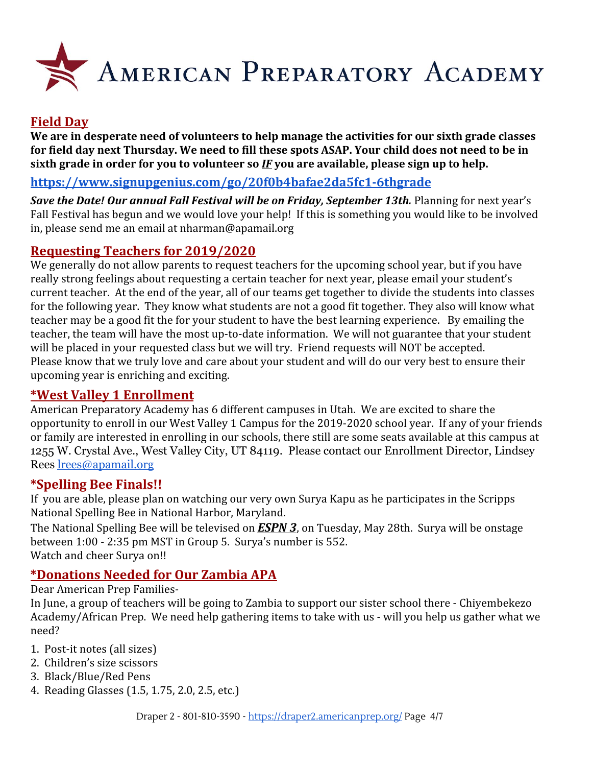# American Preparatory Academy

## Field Day

**We are in desperate need of volunteers to help manage the activities for our sixth grade classes for field day next Thursday. We need to fill these spots ASAP. Your child does not need to be in sixth grade in order for you to volunteer so *IF* you are available, please sign up to help.**

**https://www.signupgenius.com/go/20f0b4bafae2da5fc1-6thgrade**

***Save the Date! Our annual Fall Festival will be on Friday, September 13th.*** Planning for next year's Fall Festival has begun and we would love your help! If this is something you would like to be involved in, please send me an email at nharman@apamail.org

## Requesting Teachers for 2019/2020

We generally do not allow parents to request teachers for the upcoming school year, but if you have really strong feelings about requesting a certain teacher for next year, please email your student's current teacher. At the end of the year, all of our teams get together to divide the students into classes for the following year. They know what students are not a good fit together. They also will know what teacher may be a good fit the for your student to have the best learning experience. By emailing the teacher, the team will have the most up-to-date information. We will not guarantee that your student will be placed in your requested class but we will try. Friend requests will NOT be accepted. Please know that we truly love and care about your student and will do our very best to ensure their upcoming year is enriching and exciting.

## *West Valley 1 Enrollment

American Preparatory Academy has 6 different campuses in Utah. We are excited to share the opportunity to enroll in our West Valley 1 Campus for the 2019-2020 school year. If any of your friends or family are interested in enrolling in our schools, there still are some seats available at this campus at 1255 W. Crystal Ave., West Valley City, UT 84119. Please contact our Enrollment Director, Lindsey Rees lrees@apamail.org

## *Spelling Bee Finals!!

If you are able, please plan on watching our very own Surya Kapu as he participates in the Scripps National Spelling Bee in National Harbor, Maryland.

The National Spelling Bee will be televised on ***ESPN 3***, on Tuesday, May 28th. Surya will be onstage between 1:00 - 2:35 pm MST in Group 5. Surya's number is 552.
Watch and cheer Surya on!!

## *Donations Needed for Our Zambia APA

Dear American Prep Families-

In June, a group of teachers will be going to Zambia to support our sister school there - Chiyembekezo Academy/African Prep. We need help gathering items to take with us - will you help us gather what we need?

1. Post-it notes (all sizes)
2. Children's size scissors
3. Black/Blue/Red Pens
4. Reading Glasses (1.5, 1.75, 2.0, 2.5, etc.)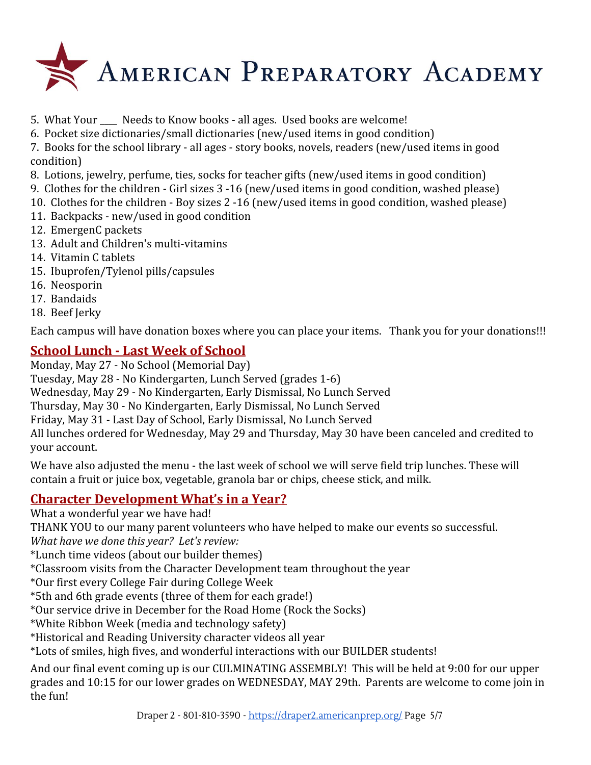5. What Your ____ Needs to Know books - all ages. Used books are welcome!
6. Pocket size dictionaries/small dictionaries (new/used items in good condition)
7. Books for the school library - all ages - story books, novels, readers (new/used items in good condition)
8. Lotions, jewelry, perfume, ties, socks for teacher gifts (new/used items in good condition)
9. Clothes for the children - Girl sizes 3 -16 (new/used items in good condition, washed please)
10. Clothes for the children - Boy sizes 2 -16 (new/used items in good condition, washed please)
11. Backpacks - new/used in good condition
12. EmergenC packets
13. Adult and Children's multi-vitamins
14. Vitamin C tablets
15. Ibuprofen/Tylenol pills/capsules
16. Neosporin
17. Bandaids
18. Beef Jerky

Each campus will have donation boxes where you can place your items. Thank you for your donations!!!

## School Lunch - Last Week of School

Monday, May 27 - No School (Memorial Day)
Tuesday, May 28 - No Kindergarten, Lunch Served (grades 1-6)
Wednesday, May 29 - No Kindergarten, Early Dismissal, No Lunch Served
Thursday, May 30 - No Kindergarten, Early Dismissal, No Lunch Served
Friday, May 31 - Last Day of School, Early Dismissal, No Lunch Served
All lunches ordered for Wednesday, May 29 and Thursday, May 30 have been canceled and credited to your account.

We have also adjusted the menu - the last week of school we will serve field trip lunches. These will contain a fruit or juice box, vegetable, granola bar or chips, cheese stick, and milk.

## Character Development What's in a Year?

What a wonderful year we have had!
THANK YOU to our many parent volunteers who have helped to make our events so successful.
*What have we done this year? Let's review:*
*Lunch time videos (about our builder themes)
*Classroom visits from the Character Development team throughout the year
*Our first every College Fair during College Week
*5th and 6th grade events (three of them for each grade!)
*Our service drive in December for the Road Home (Rock the Socks)
*White Ribbon Week (media and technology safety)
*Historical and Reading University character videos all year
*Lots of smiles, high fives, and wonderful interactions with our BUILDER students!

And our final event coming up is our CULMINATING ASSEMBLY! This will be held at 9:00 for our upper grades and 10:15 for our lower grades on WEDNESDAY, MAY 29th. Parents are welcome to come join in the fun!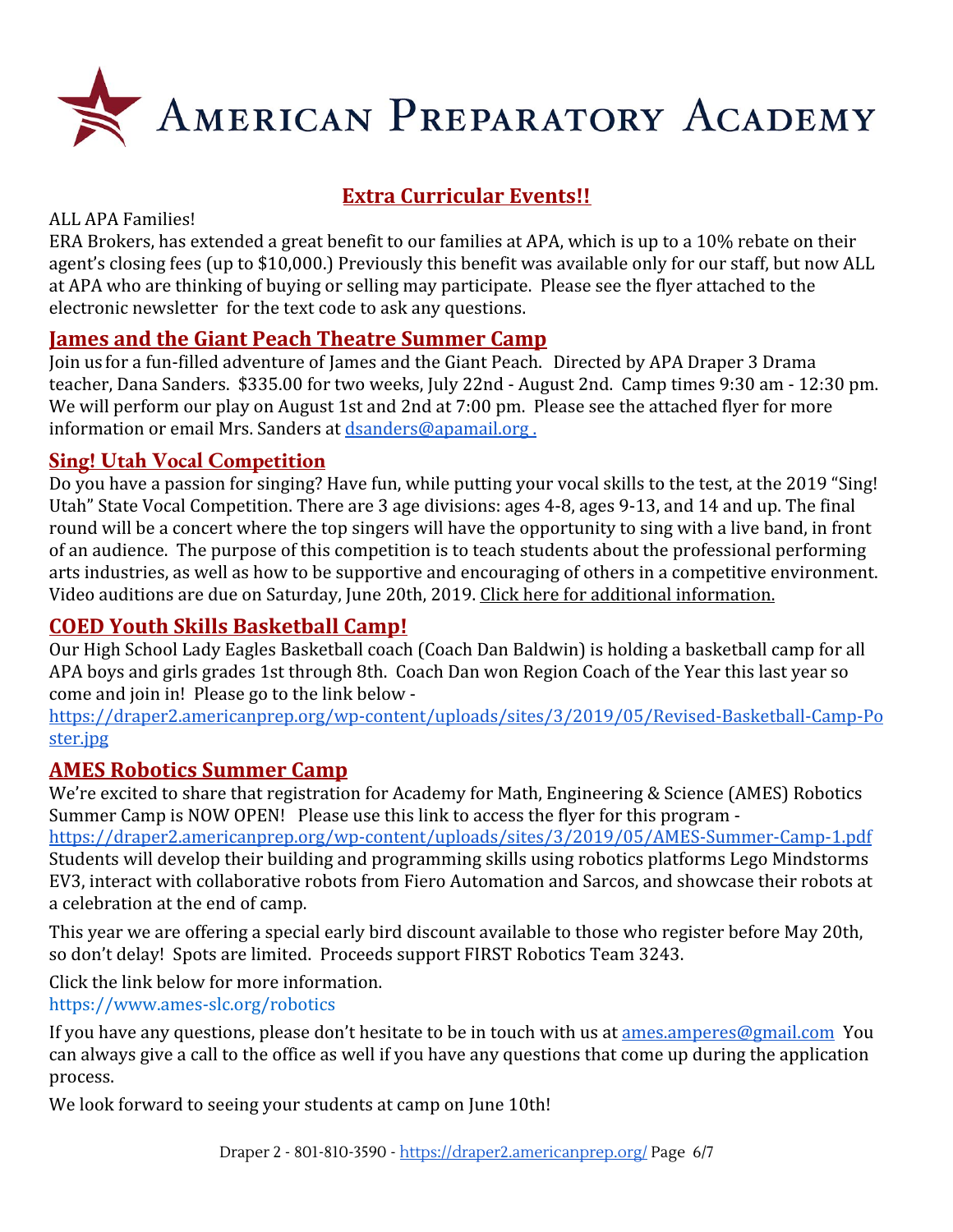# American Preparatory Academy

## Extra Curricular Events!!

ALL APA Families!
ERA Brokers, has extended a great benefit to our families at APA, which is up to a 10% rebate on their agent's closing fees (up to $10,000.) Previously this benefit was available only for our staff, but now ALL at APA who are thinking of buying or selling may participate. Please see the flyer attached to the electronic newsletter for the text code to ask any questions.

### James and the Giant Peach Theatre Summer Camp

Join us for a fun-filled adventure of James and the Giant Peach. Directed by APA Draper 3 Drama teacher, Dana Sanders. $335.00 for two weeks, July 22nd - August 2nd. Camp times 9:30 am - 12:30 pm. We will perform our play on August 1st and 2nd at 7:00 pm. Please see the attached flyer for more information or email Mrs. Sanders at dsanders@apamail.org .

### Sing! Utah Vocal Competition

Do you have a passion for singing? Have fun, while putting your vocal skills to the test, at the 2019 "Sing! Utah" State Vocal Competition. There are 3 age divisions: ages 4-8, ages 9-13, and 14 and up. The final round will be a concert where the top singers will have the opportunity to sing with a live band, in front of an audience. The purpose of this competition is to teach students about the professional performing arts industries, as well as how to be supportive and encouraging of others in a competitive environment. Video auditions are due on Saturday, June 20th, 2019. Click here for additional information.

### COED Youth Skills Basketball Camp!

Our High School Lady Eagles Basketball coach (Coach Dan Baldwin) is holding a basketball camp for all APA boys and girls grades 1st through 8th. Coach Dan won Region Coach of the Year this last year so come and join in! Please go to the link below -
https://draper2.americanprep.org/wp-content/uploads/sites/3/2019/05/Revised-Basketball-Camp-Poster.jpg

### AMES Robotics Summer Camp

We're excited to share that registration for Academy for Math, Engineering & Science (AMES) Robotics Summer Camp is NOW OPEN! Please use this link to access the flyer for this program -
https://draper2.americanprep.org/wp-content/uploads/sites/3/2019/05/AMES-Summer-Camp-1.pdf
Students will develop their building and programming skills using robotics platforms Lego Mindstorms EV3, interact with collaborative robots from Fiero Automation and Sarcos, and showcase their robots at a celebration at the end of camp.

This year we are offering a special early bird discount available to those who register before May 20th, so don't delay! Spots are limited. Proceeds support FIRST Robotics Team 3243.

Click the link below for more information.
https://www.ames-slc.org/robotics

If you have any questions, please don't hesitate to be in touch with us at ames.amperes@gmail.com You can always give a call to the office as well if you have any questions that come up during the application process.

We look forward to seeing your students at camp on June 10th!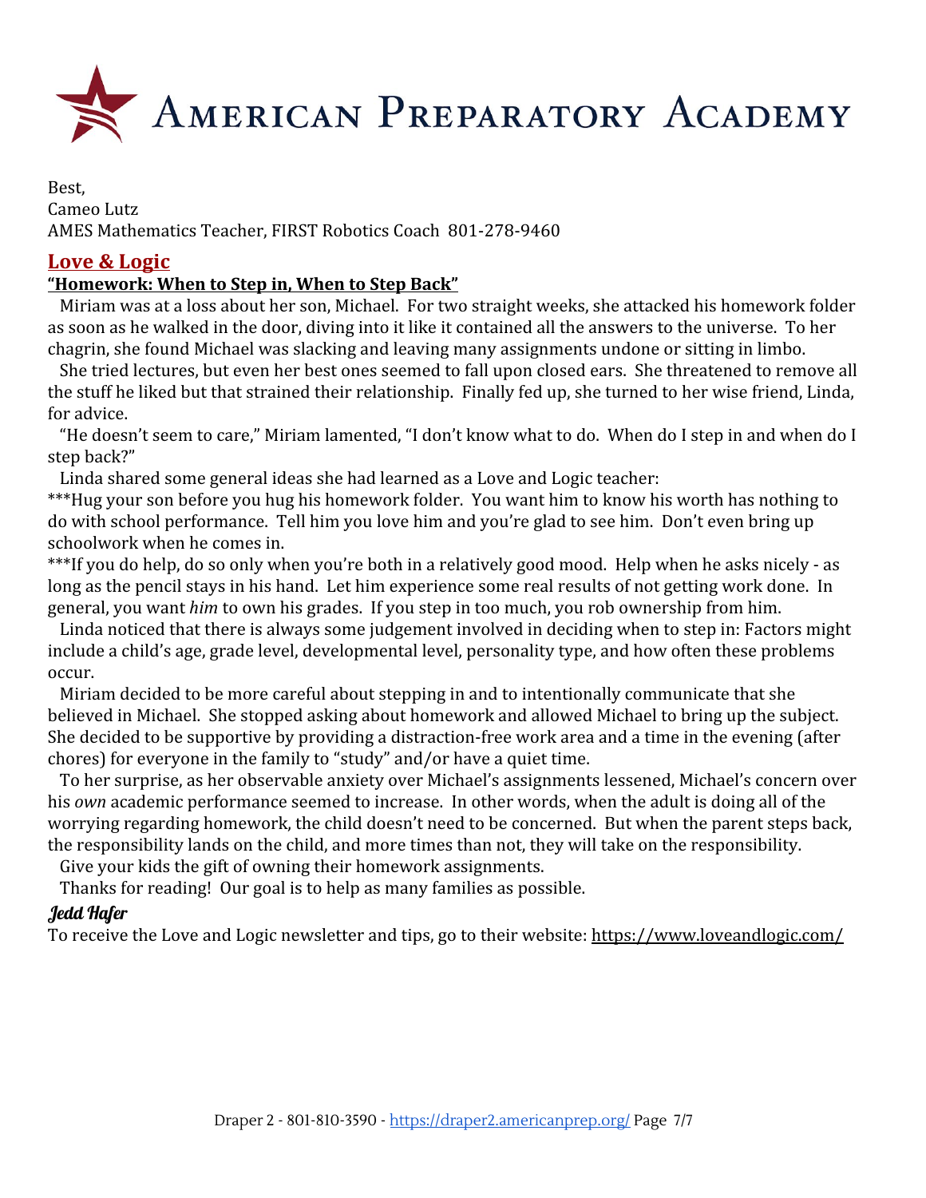Best,
Cameo Lutz
AMES Mathematics Teacher, FIRST Robotics Coach 801-278-9460

## Love & Logic

### "Homework: When to Step in, When to Step Back"

Miriam was at a loss about her son, Michael. For two straight weeks, she attacked his homework folder as soon as he walked in the door, diving into it like it contained all the answers to the universe. To her chagrin, she found Michael was slacking and leaving many assignments undone or sitting in limbo.

She tried lectures, but even her best ones seemed to fall upon closed ears. She threatened to remove all the stuff he liked but that strained their relationship. Finally fed up, she turned to her wise friend, Linda, for advice.

"He doesn't seem to care," Miriam lamented, "I don't know what to do. When do I step in and when do I step back?"

Linda shared some general ideas she had learned as a Love and Logic teacher:

***Hug your son before you hug his homework folder. You want him to know his worth has nothing to do with school performance. Tell him you love him and you're glad to see him. Don't even bring up schoolwork when he comes in.

***If you do help, do so only when you're both in a relatively good mood. Help when he asks nicely - as long as the pencil stays in his hand. Let him experience some real results of not getting work done. In general, you want *him* to own his grades. If you step in too much, you rob ownership from him.

Linda noticed that there is always some judgement involved in deciding when to step in: Factors might include a child's age, grade level, developmental level, personality type, and how often these problems occur.

Miriam decided to be more careful about stepping in and to intentionally communicate that she believed in Michael. She stopped asking about homework and allowed Michael to bring up the subject. She decided to be supportive by providing a distraction-free work area and a time in the evening (after chores) for everyone in the family to "study" and/or have a quiet time.

To her surprise, as her observable anxiety over Michael's assignments lessened, Michael's concern over his *own* academic performance seemed to increase. In other words, when the adult is doing all of the worrying regarding homework, the child doesn't need to be concerned. But when the parent steps back, the responsibility lands on the child, and more times than not, they will take on the responsibility.

Give your kids the gift of owning their homework assignments.

Thanks for reading! Our goal is to help as many families as possible.

*Jedd Hafer*

To receive the Love and Logic newsletter and tips, go to their website: https://www.loveandlogic.com/